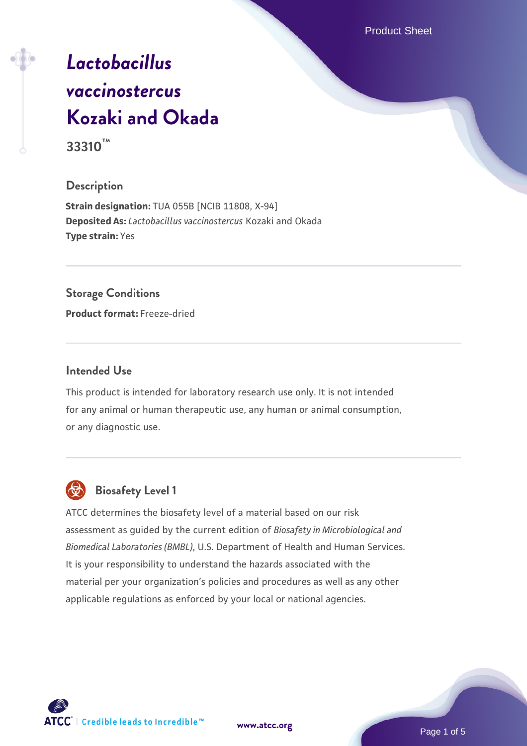# *Lactobacillus vaccinostercus* Kozaki and Okada

**33310™**

## Description

**Strain designation:** TUA 055B [NCIB 11808, X-94]
**Deposited As:** *Lactobacillus vaccinostercus* Kozaki and Okada
**Type strain:** Yes

## Storage Conditions

**Product format:** Freeze-dried

## Intended Use

This product is intended for laboratory research use only. It is not intended for any animal or human therapeutic use, any human or animal consumption, or any diagnostic use.

## Biosafety Level 1

ATCC determines the biosafety level of a material based on our risk assessment as guided by the current edition of *Biosafety in Microbiological and Biomedical Laboratories (BMBL)*, U.S. Department of Health and Human Services. It is your responsibility to understand the hazards associated with the material per your organization's policies and procedures as well as any other applicable regulations as enforced by your local or national agencies.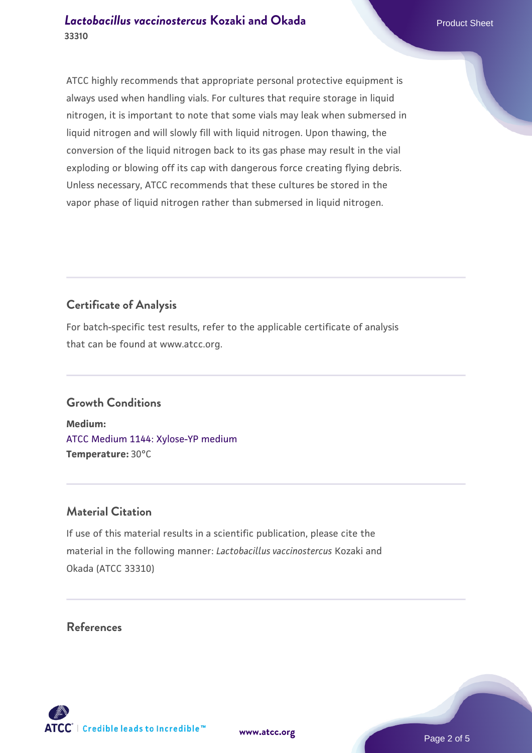ATCC highly recommends that appropriate personal protective equipment is always used when handling vials. For cultures that require storage in liquid nitrogen, it is important to note that some vials may leak when submersed in liquid nitrogen and will slowly fill with liquid nitrogen. Upon thawing, the conversion of the liquid nitrogen back to its gas phase may result in the vial exploding or blowing off its cap with dangerous force creating flying debris. Unless necessary, ATCC recommends that these cultures be stored in the vapor phase of liquid nitrogen rather than submersed in liquid nitrogen.

## Certificate of Analysis

For batch-specific test results, refer to the applicable certificate of analysis that can be found at www.atcc.org.

## Growth Conditions

**Medium:**
ATCC Medium 1144: Xylose-YP medium
**Temperature:** 30°C

## Material Citation

If use of this material results in a scientific publication, please cite the material in the following manner: *Lactobacillus vaccinostercus* Kozaki and Okada (ATCC 33310)

## References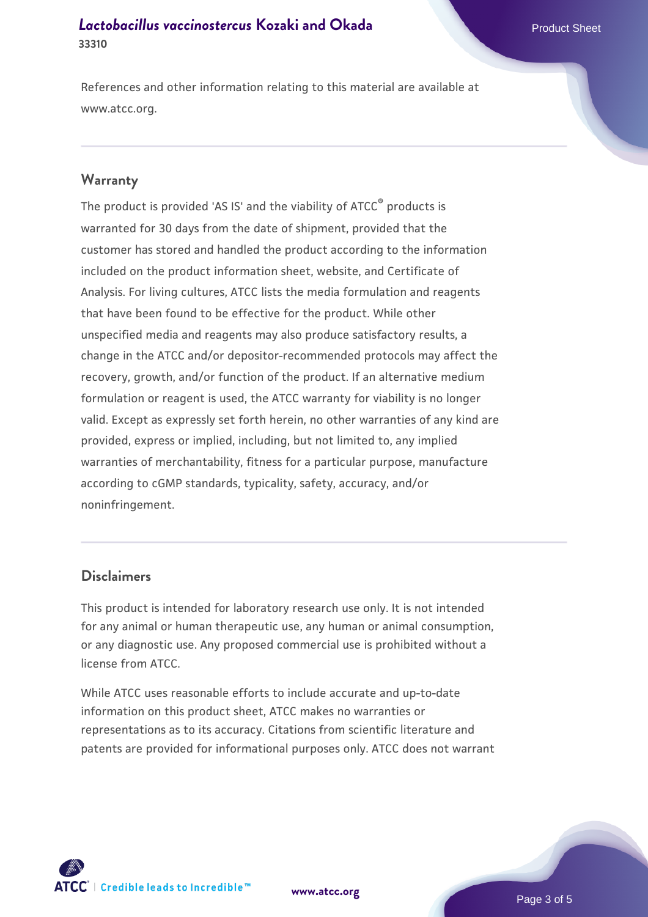References and other information relating to this material are available at www.atcc.org.

## Warranty

The product is provided 'AS IS' and the viability of ATCC® products is warranted for 30 days from the date of shipment, provided that the customer has stored and handled the product according to the information included on the product information sheet, website, and Certificate of Analysis. For living cultures, ATCC lists the media formulation and reagents that have been found to be effective for the product. While other unspecified media and reagents may also produce satisfactory results, a change in the ATCC and/or depositor-recommended protocols may affect the recovery, growth, and/or function of the product. If an alternative medium formulation or reagent is used, the ATCC warranty for viability is no longer valid. Except as expressly set forth herein, no other warranties of any kind are provided, express or implied, including, but not limited to, any implied warranties of merchantability, fitness for a particular purpose, manufacture according to cGMP standards, typicality, safety, accuracy, and/or noninfringement.

## Disclaimers

This product is intended for laboratory research use only. It is not intended for any animal or human therapeutic use, any human or animal consumption, or any diagnostic use. Any proposed commercial use is prohibited without a license from ATCC.

While ATCC uses reasonable efforts to include accurate and up-to-date information on this product sheet, ATCC makes no warranties or representations as to its accuracy. Citations from scientific literature and patents are provided for informational purposes only. ATCC does not warrant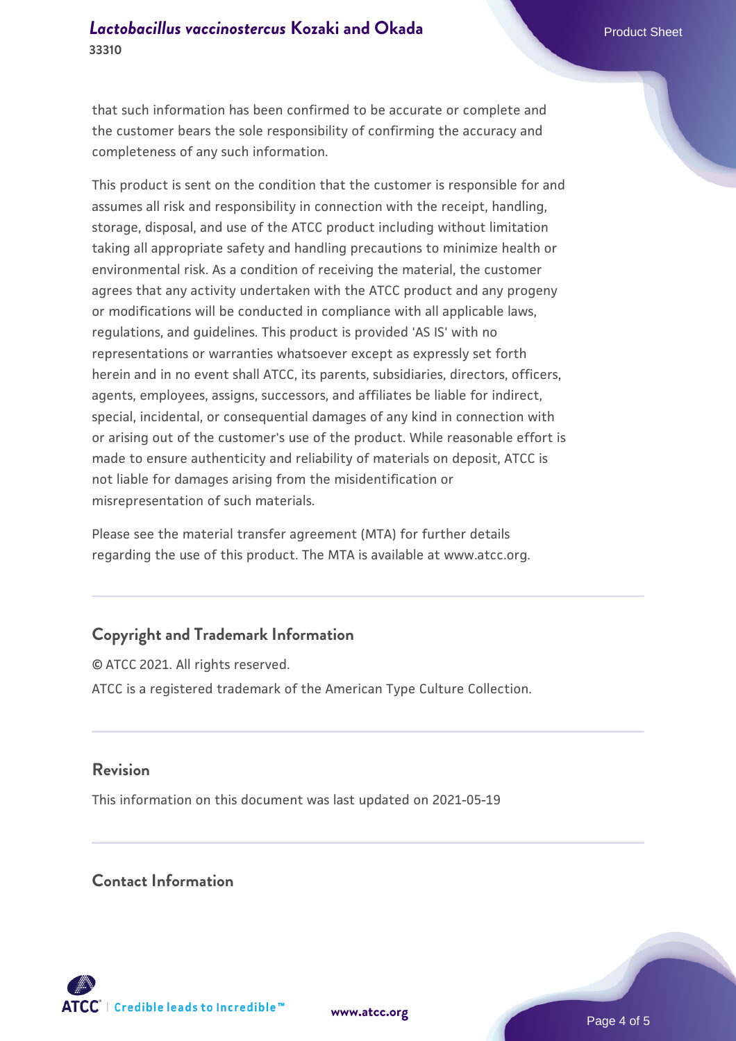that such information has been confirmed to be accurate or complete and the customer bears the sole responsibility of confirming the accuracy and completeness of any such information.

This product is sent on the condition that the customer is responsible for and assumes all risk and responsibility in connection with the receipt, handling, storage, disposal, and use of the ATCC product including without limitation taking all appropriate safety and handling precautions to minimize health or environmental risk. As a condition of receiving the material, the customer agrees that any activity undertaken with the ATCC product and any progeny or modifications will be conducted in compliance with all applicable laws, regulations, and guidelines. This product is provided 'AS IS' with no representations or warranties whatsoever except as expressly set forth herein and in no event shall ATCC, its parents, subsidiaries, directors, officers, agents, employees, assigns, successors, and affiliates be liable for indirect, special, incidental, or consequential damages of any kind in connection with or arising out of the customer's use of the product. While reasonable effort is made to ensure authenticity and reliability of materials on deposit, ATCC is not liable for damages arising from the misidentification or misrepresentation of such materials.

Please see the material transfer agreement (MTA) for further details regarding the use of this product. The MTA is available at www.atcc.org.

## Copyright and Trademark Information

© ATCC 2021. All rights reserved.

ATCC is a registered trademark of the American Type Culture Collection.

## Revision

This information on this document was last updated on 2021-05-19

## Contact Information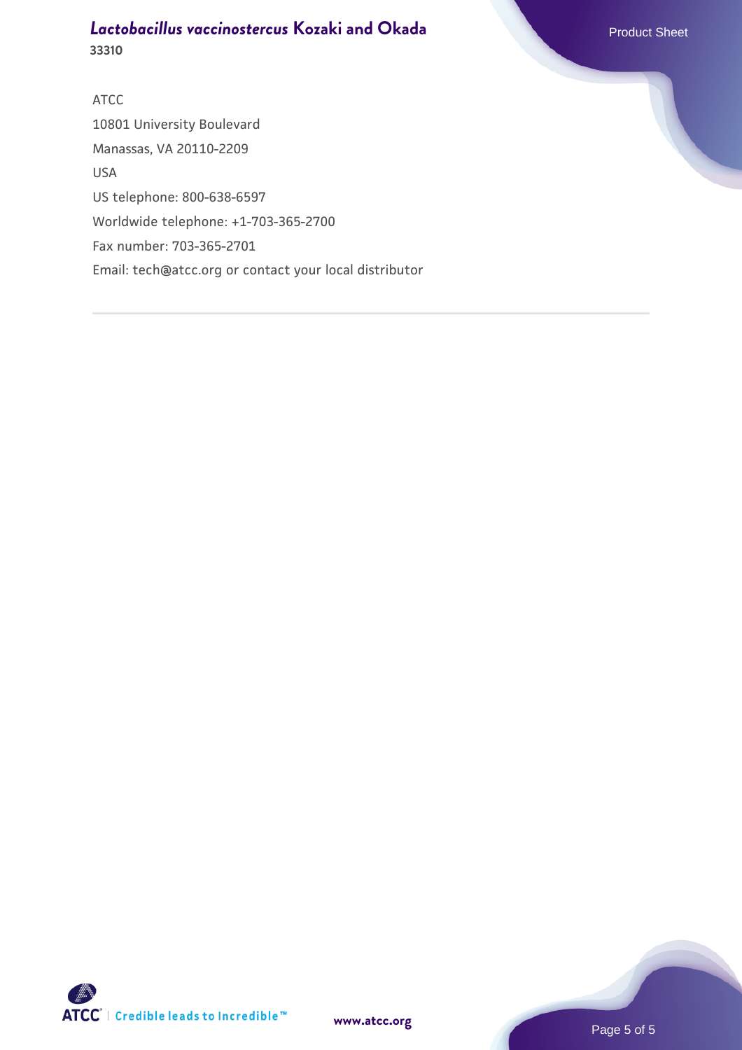ATCC

10801 University Boulevard

Manassas, VA 20110-2209

USA

US telephone: 800-638-6597

Worldwide telephone: +1-703-365-2700

Fax number: 703-365-2701

Email: tech@atcc.org or contact your local distributor